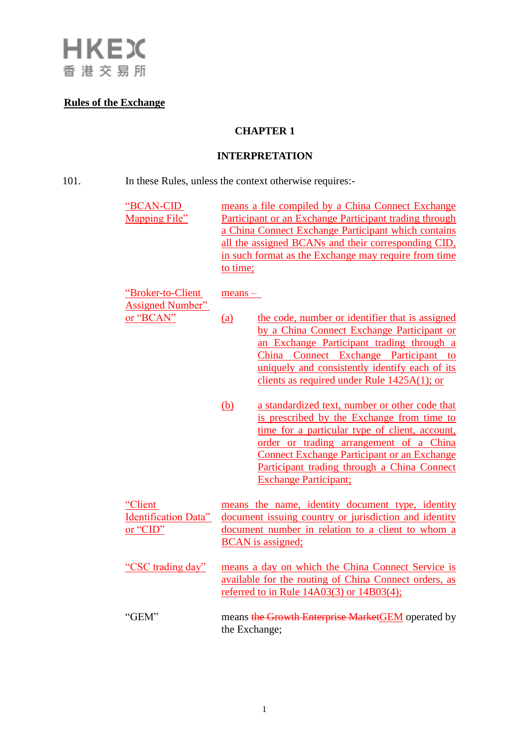HKEX
香港交易所

**Rules of the Exchange**

## CHAPTER 1

## INTERPRETATION

101. In these Rules, unless the context otherwise requires:-

"BCAN-CID Mapping File" means a file compiled by a China Connect Exchange Participant or an Exchange Participant trading through a China Connect Exchange Participant which contains all the assigned BCANs and their corresponding CID, in such format as the Exchange may require from time to time;

"Broker-to-Client Assigned Number" or "BCAN" means –

(a) the code, number or identifier that is assigned by a China Connect Exchange Participant or an Exchange Participant trading through a China Connect Exchange Participant to uniquely and consistently identify each of its clients as required under Rule 1425A(1); or

(b) a standardized text, number or other code that is prescribed by the Exchange from time to time for a particular type of client, account, order or trading arrangement of a China Connect Exchange Participant or an Exchange Participant trading through a China Connect Exchange Participant;

"Client Identification Data" or "CID" means the name, identity document type, identity document issuing country or jurisdiction and identity document number in relation to a client to whom a BCAN is assigned;

"CSC trading day" means a day on which the China Connect Service is available for the routing of China Connect orders, as referred to in Rule 14A03(3) or 14B03(4);

"GEM" means ~~the Growth Enterprise Market~~GEM operated by the Exchange;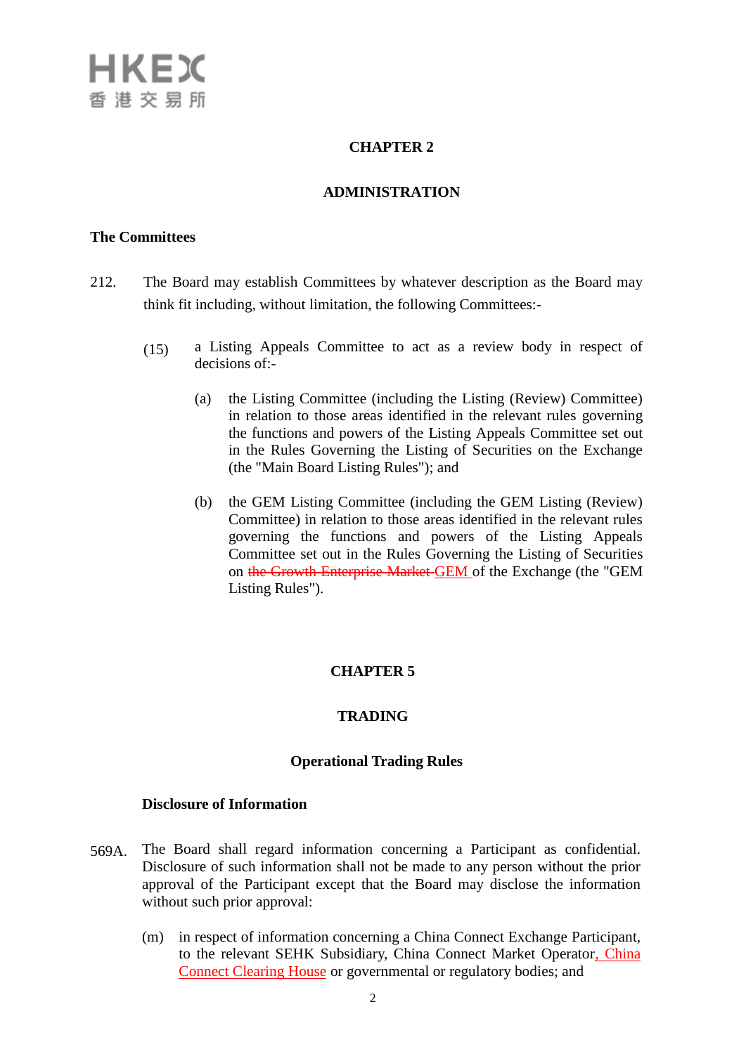# CHAPTER 2

## ADMINISTRATION

**The Committees**

212. The Board may establish Committees by whatever description as the Board may think fit including, without limitation, the following Committees:-

   (15) a Listing Appeals Committee to act as a review body in respect of decisions of:-

      (a) the Listing Committee (including the Listing (Review) Committee) in relation to those areas identified in the relevant rules governing the functions and powers of the Listing Appeals Committee set out in the Rules Governing the Listing of Securities on the Exchange (the "Main Board Listing Rules"); and

      (b) the GEM Listing Committee (including the GEM Listing (Review) Committee) in relation to those areas identified in the relevant rules governing the functions and powers of the Listing Appeals Committee set out in the Rules Governing the Listing of Securities on ~~the Growth Enterprise Market~~ GEM of the Exchange (the "GEM Listing Rules").

# CHAPTER 5

## TRADING

### Operational Trading Rules

**Disclosure of Information**

569A. The Board shall regard information concerning a Participant as confidential. Disclosure of such information shall not be made to any person without the prior approval of the Participant except that the Board may disclose the information without such prior approval:

   (m) in respect of information concerning a China Connect Exchange Participant, to the relevant SEHK Subsidiary, China Connect Market Operator, China Connect Clearing House or governmental or regulatory bodies; and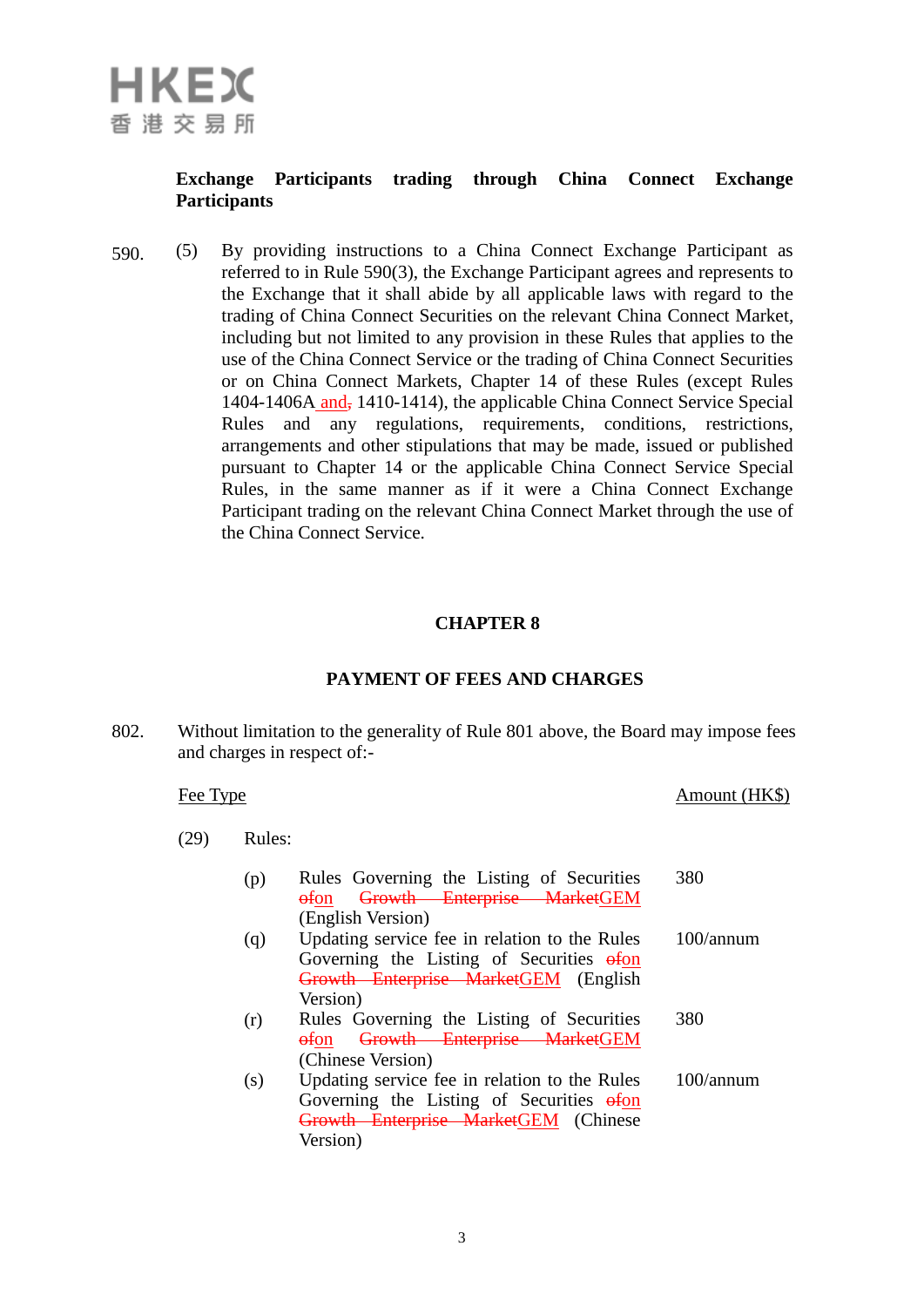**Exchange Participants trading through China Connect Exchange Participants**

590. (5) By providing instructions to a China Connect Exchange Participant as referred to in Rule 590(3), the Exchange Participant agrees and represents to the Exchange that it shall abide by all applicable laws with regard to the trading of China Connect Securities on the relevant China Connect Market, including but not limited to any provision in these Rules that applies to the use of the China Connect Service or the trading of China Connect Securities or on China Connect Markets, Chapter 14 of these Rules (except Rules 1404-1406A and, 1410-1414), the applicable China Connect Service Special Rules and any regulations, requirements, conditions, restrictions, arrangements and other stipulations that may be made, issued or published pursuant to Chapter 14 or the applicable China Connect Service Special Rules, in the same manner as if it were a China Connect Exchange Participant trading on the relevant China Connect Market through the use of the China Connect Service.

## CHAPTER 8

## PAYMENT OF FEES AND CHARGES

802. Without limitation to the generality of Rule 801 above, the Board may impose fees and charges in respect of:-

| Fee Type | | Amount (HK$) |
|---|---|---|
| (29) Rules: | | |
| (p) | Rules Governing the Listing of Securities ~~of~~on ~~Growth Enterprise Market~~GEM (English Version) | 380 |
| (q) | Updating service fee in relation to the Rules Governing the Listing of Securities ~~of~~on ~~Growth Enterprise Market~~GEM (English Version) | 100/annum |
| (r) | Rules Governing the Listing of Securities ~~of~~on ~~Growth Enterprise Market~~GEM (Chinese Version) | 380 |
| (s) | Updating service fee in relation to the Rules Governing the Listing of Securities ~~of~~on ~~Growth Enterprise Market~~GEM (Chinese Version) | 100/annum |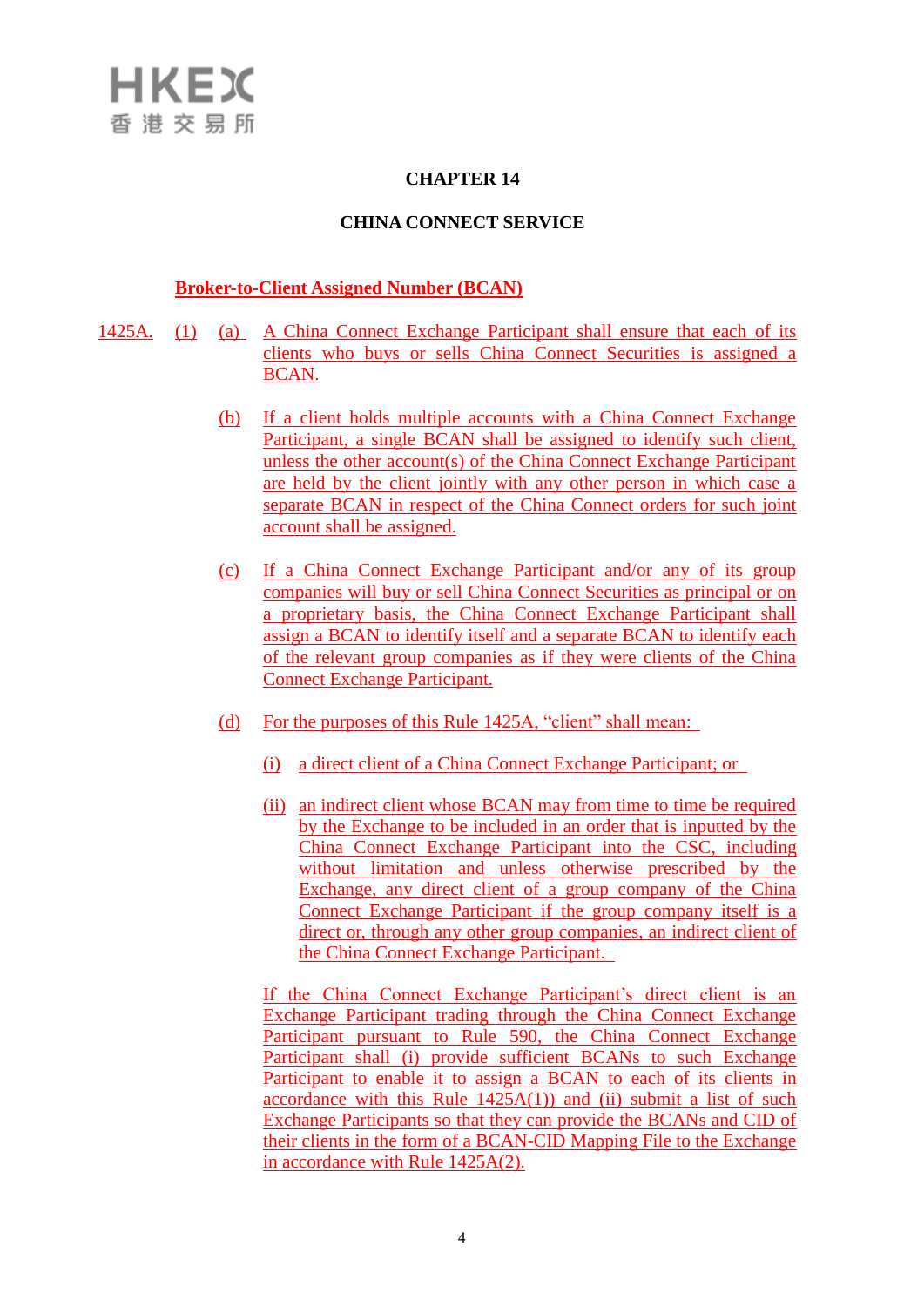# CHAPTER 14

## CHINA CONNECT SERVICE

### Broker-to-Client Assigned Number (BCAN)

1425A. (1) (a) A China Connect Exchange Participant shall ensure that each of its clients who buys or sells China Connect Securities is assigned a BCAN.

(b) If a client holds multiple accounts with a China Connect Exchange Participant, a single BCAN shall be assigned to identify such client, unless the other account(s) of the China Connect Exchange Participant are held by the client jointly with any other person in which case a separate BCAN in respect of the China Connect orders for such joint account shall be assigned.

(c) If a China Connect Exchange Participant and/or any of its group companies will buy or sell China Connect Securities as principal or on a proprietary basis, the China Connect Exchange Participant shall assign a BCAN to identify itself and a separate BCAN to identify each of the relevant group companies as if they were clients of the China Connect Exchange Participant.

(d) For the purposes of this Rule 1425A, "client" shall mean:

(i) a direct client of a China Connect Exchange Participant; or

(ii) an indirect client whose BCAN may from time to time be required by the Exchange to be included in an order that is inputted by the China Connect Exchange Participant into the CSC, including without limitation and unless otherwise prescribed by the Exchange, any direct client of a group company of the China Connect Exchange Participant if the group company itself is a direct or, through any other group companies, an indirect client of the China Connect Exchange Participant.

If the China Connect Exchange Participant's direct client is an Exchange Participant trading through the China Connect Exchange Participant pursuant to Rule 590, the China Connect Exchange Participant shall (i) provide sufficient BCANs to such Exchange Participant to enable it to assign a BCAN to each of its clients in accordance with this Rule 1425A(1)) and (ii) submit a list of such Exchange Participants so that they can provide the BCANs and CID of their clients in the form of a BCAN-CID Mapping File to the Exchange in accordance with Rule 1425A(2).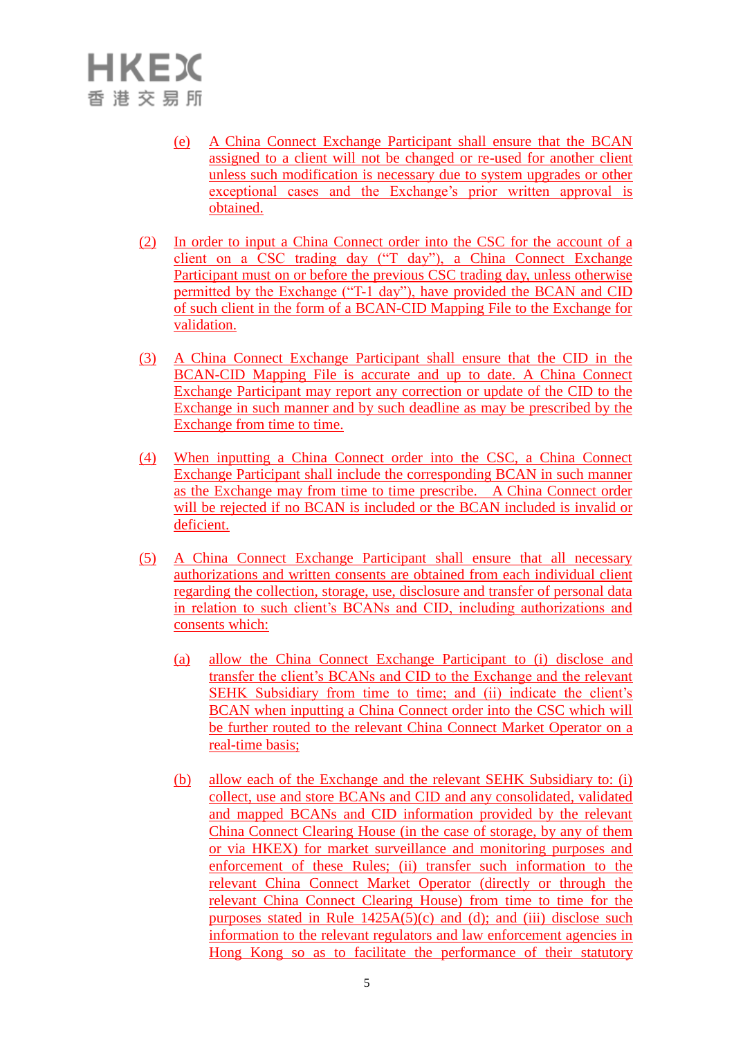(e) A China Connect Exchange Participant shall ensure that the BCAN assigned to a client will not be changed or re-used for another client unless such modification is necessary due to system upgrades or other exceptional cases and the Exchange's prior written approval is obtained.

(2) In order to input a China Connect order into the CSC for the account of a client on a CSC trading day ("T day"), a China Connect Exchange Participant must on or before the previous CSC trading day, unless otherwise permitted by the Exchange ("T-1 day"), have provided the BCAN and CID of such client in the form of a BCAN-CID Mapping File to the Exchange for validation.

(3) A China Connect Exchange Participant shall ensure that the CID in the BCAN-CID Mapping File is accurate and up to date. A China Connect Exchange Participant may report any correction or update of the CID to the Exchange in such manner and by such deadline as may be prescribed by the Exchange from time to time.

(4) When inputting a China Connect order into the CSC, a China Connect Exchange Participant shall include the corresponding BCAN in such manner as the Exchange may from time to time prescribe. A China Connect order will be rejected if no BCAN is included or the BCAN included is invalid or deficient.

(5) A China Connect Exchange Participant shall ensure that all necessary authorizations and written consents are obtained from each individual client regarding the collection, storage, use, disclosure and transfer of personal data in relation to such client's BCANs and CID, including authorizations and consents which:

(a) allow the China Connect Exchange Participant to (i) disclose and transfer the client's BCANs and CID to the Exchange and the relevant SEHK Subsidiary from time to time; and (ii) indicate the client's BCAN when inputting a China Connect order into the CSC which will be further routed to the relevant China Connect Market Operator on a real-time basis;

(b) allow each of the Exchange and the relevant SEHK Subsidiary to: (i) collect, use and store BCANs and CID and any consolidated, validated and mapped BCANs and CID information provided by the relevant China Connect Clearing House (in the case of storage, by any of them or via HKEX) for market surveillance and monitoring purposes and enforcement of these Rules; (ii) transfer such information to the relevant China Connect Market Operator (directly or through the relevant China Connect Clearing House) from time to time for the purposes stated in Rule 1425A(5)(c) and (d); and (iii) disclose such information to the relevant regulators and law enforcement agencies in Hong Kong so as to facilitate the performance of their statutory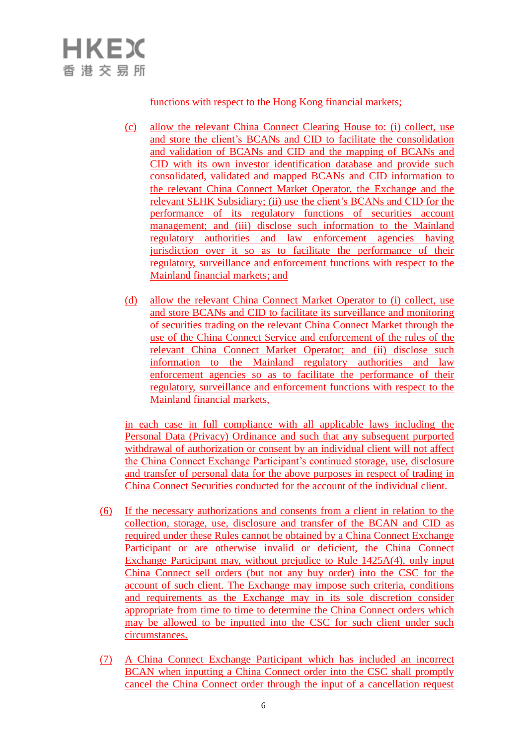functions with respect to the Hong Kong financial markets;

(c) allow the relevant China Connect Clearing House to: (i) collect, use and store the client's BCANs and CID to facilitate the consolidation and validation of BCANs and CID and the mapping of BCANs and CID with its own investor identification database and provide such consolidated, validated and mapped BCANs and CID information to the relevant China Connect Market Operator, the Exchange and the relevant SEHK Subsidiary; (ii) use the client's BCANs and CID for the performance of its regulatory functions of securities account management; and (iii) disclose such information to the Mainland regulatory authorities and law enforcement agencies having jurisdiction over it so as to facilitate the performance of their regulatory, surveillance and enforcement functions with respect to the Mainland financial markets; and

(d) allow the relevant China Connect Market Operator to (i) collect, use and store BCANs and CID to facilitate its surveillance and monitoring of securities trading on the relevant China Connect Market through the use of the China Connect Service and enforcement of the rules of the relevant China Connect Market Operator; and (ii) disclose such information to the Mainland regulatory authorities and law enforcement agencies so as to facilitate the performance of their regulatory, surveillance and enforcement functions with respect to the Mainland financial markets,

in each case in full compliance with all applicable laws including the Personal Data (Privacy) Ordinance and such that any subsequent purported withdrawal of authorization or consent by an individual client will not affect the China Connect Exchange Participant's continued storage, use, disclosure and transfer of personal data for the above purposes in respect of trading in China Connect Securities conducted for the account of the individual client.

(6) If the necessary authorizations and consents from a client in relation to the collection, storage, use, disclosure and transfer of the BCAN and CID as required under these Rules cannot be obtained by a China Connect Exchange Participant or are otherwise invalid or deficient, the China Connect Exchange Participant may, without prejudice to Rule 1425A(4), only input China Connect sell orders (but not any buy order) into the CSC for the account of such client. The Exchange may impose such criteria, conditions and requirements as the Exchange may in its sole discretion consider appropriate from time to time to determine the China Connect orders which may be allowed to be inputted into the CSC for such client under such circumstances.

(7) A China Connect Exchange Participant which has included an incorrect BCAN when inputting a China Connect order into the CSC shall promptly cancel the China Connect order through the input of a cancellation request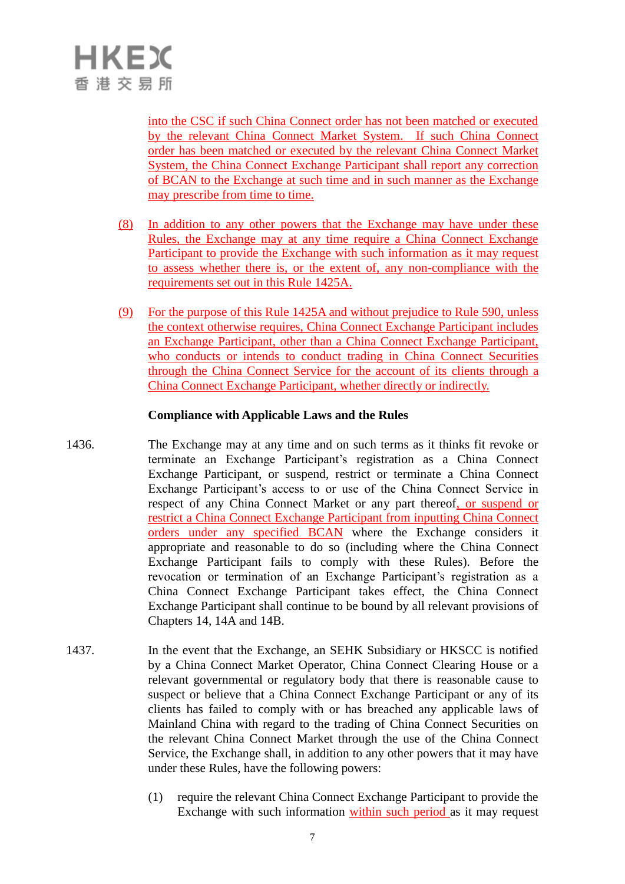into the CSC if such China Connect order has not been matched or executed by the relevant China Connect Market System. If such China Connect order has been matched or executed by the relevant China Connect Market System, the China Connect Exchange Participant shall report any correction of BCAN to the Exchange at such time and in such manner as the Exchange may prescribe from time to time.

(8) In addition to any other powers that the Exchange may have under these Rules, the Exchange may at any time require a China Connect Exchange Participant to provide the Exchange with such information as it may request to assess whether there is, or the extent of, any non-compliance with the requirements set out in this Rule 1425A.

(9) For the purpose of this Rule 1425A and without prejudice to Rule 590, unless the context otherwise requires, China Connect Exchange Participant includes an Exchange Participant, other than a China Connect Exchange Participant, who conducts or intends to conduct trading in China Connect Securities through the China Connect Service for the account of its clients through a China Connect Exchange Participant, whether directly or indirectly.

**Compliance with Applicable Laws and the Rules**

1436. The Exchange may at any time and on such terms as it thinks fit revoke or terminate an Exchange Participant's registration as a China Connect Exchange Participant, or suspend, restrict or terminate a China Connect Exchange Participant's access to or use of the China Connect Service in respect of any China Connect Market or any part thereof, or suspend or restrict a China Connect Exchange Participant from inputting China Connect orders under any specified BCAN where the Exchange considers it appropriate and reasonable to do so (including where the China Connect Exchange Participant fails to comply with these Rules). Before the revocation or termination of an Exchange Participant's registration as a China Connect Exchange Participant takes effect, the China Connect Exchange Participant shall continue to be bound by all relevant provisions of Chapters 14, 14A and 14B.

1437. In the event that the Exchange, an SEHK Subsidiary or HKSCC is notified by a China Connect Market Operator, China Connect Clearing House or a relevant governmental or regulatory body that there is reasonable cause to suspect or believe that a China Connect Exchange Participant or any of its clients has failed to comply with or has breached any applicable laws of Mainland China with regard to the trading of China Connect Securities on the relevant China Connect Market through the use of the China Connect Service, the Exchange shall, in addition to any other powers that it may have under these Rules, have the following powers:

(1) require the relevant China Connect Exchange Participant to provide the Exchange with such information within such period as it may request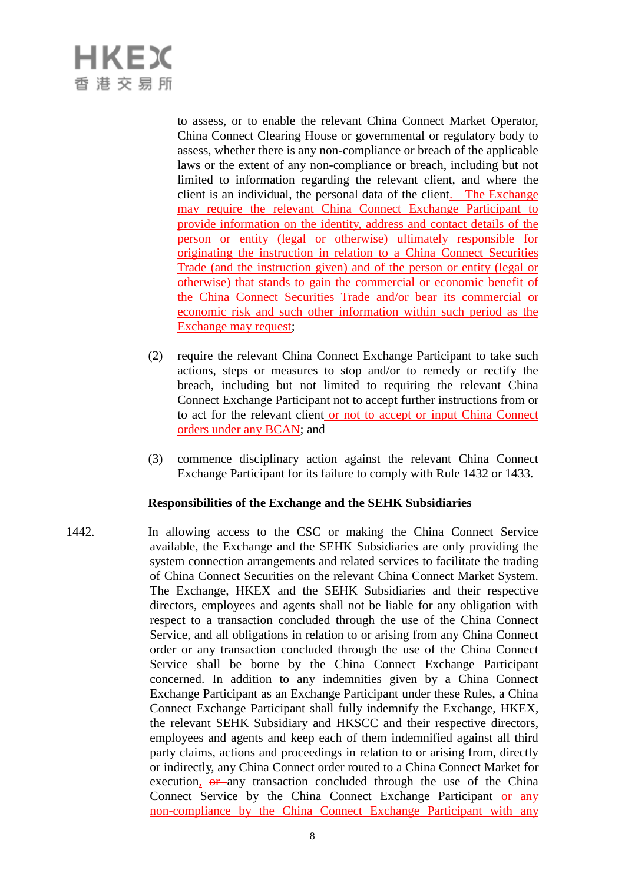to assess, or to enable the relevant China Connect Market Operator, China Connect Clearing House or governmental or regulatory body to assess, whether there is any non-compliance or breach of the applicable laws or the extent of any non-compliance or breach, including but not limited to information regarding the relevant client, and where the client is an individual, the personal data of the client. The Exchange may require the relevant China Connect Exchange Participant to provide information on the identity, address and contact details of the person or entity (legal or otherwise) ultimately responsible for originating the instruction in relation to a China Connect Securities Trade (and the instruction given) and of the person or entity (legal or otherwise) that stands to gain the commercial or economic benefit of the China Connect Securities Trade and/or bear its commercial or economic risk and such other information within such period as the Exchange may request;

(2) require the relevant China Connect Exchange Participant to take such actions, steps or measures to stop and/or to remedy or rectify the breach, including but not limited to requiring the relevant China Connect Exchange Participant not to accept further instructions from or to act for the relevant client or not to accept or input China Connect orders under any BCAN; and

(3) commence disciplinary action against the relevant China Connect Exchange Participant for its failure to comply with Rule 1432 or 1433.

**Responsibilities of the Exchange and the SEHK Subsidiaries**

1442. In allowing access to the CSC or making the China Connect Service available, the Exchange and the SEHK Subsidiaries are only providing the system connection arrangements and related services to facilitate the trading of China Connect Securities on the relevant China Connect Market System. The Exchange, HKEX and the SEHK Subsidiaries and their respective directors, employees and agents shall not be liable for any obligation with respect to a transaction concluded through the use of the China Connect Service, and all obligations in relation to or arising from any China Connect order or any transaction concluded through the use of the China Connect Service shall be borne by the China Connect Exchange Participant concerned. In addition to any indemnities given by a China Connect Exchange Participant as an Exchange Participant under these Rules, a China Connect Exchange Participant shall fully indemnify the Exchange, HKEX, the relevant SEHK Subsidiary and HKSCC and their respective directors, employees and agents and keep each of them indemnified against all third party claims, actions and proceedings in relation to or arising from, directly or indirectly, any China Connect order routed to a China Connect Market for execution, ~~or~~ any transaction concluded through the use of the China Connect Service by the China Connect Exchange Participant or any non-compliance by the China Connect Exchange Participant with any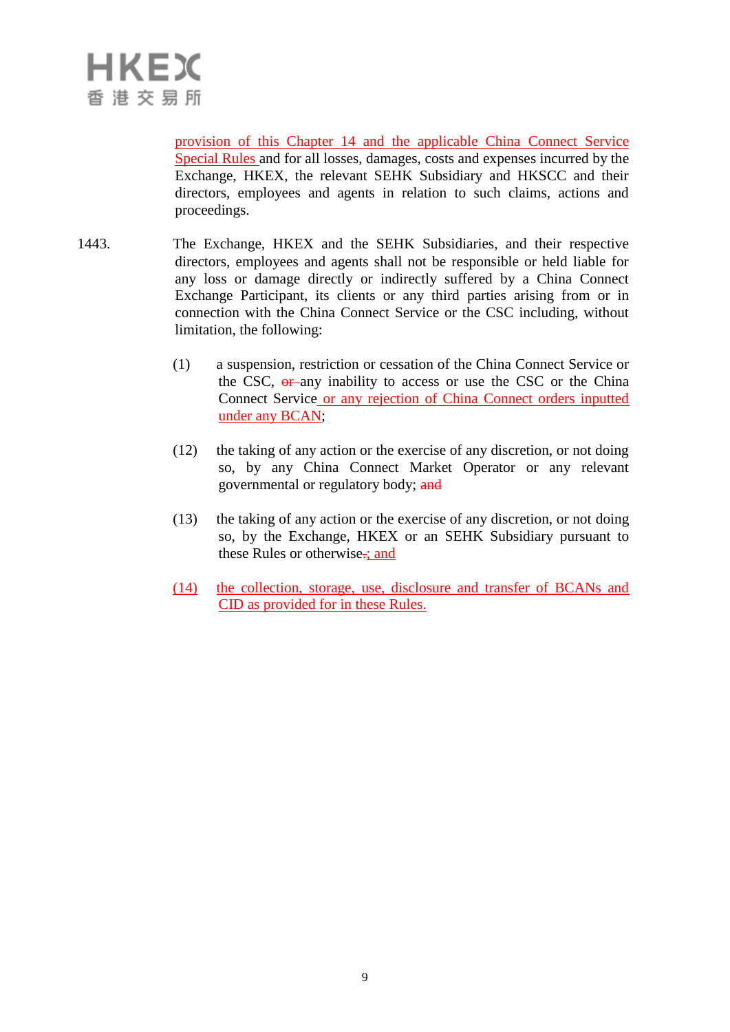provision of this Chapter 14 and the applicable China Connect Service Special Rules and for all losses, damages, costs and expenses incurred by the Exchange, HKEX, the relevant SEHK Subsidiary and HKSCC and their directors, employees and agents in relation to such claims, actions and proceedings.

1443. The Exchange, HKEX and the SEHK Subsidiaries, and their respective directors, employees and agents shall not be responsible or held liable for any loss or damage directly or indirectly suffered by a China Connect Exchange Participant, its clients or any third parties arising from or in connection with the China Connect Service or the CSC including, without limitation, the following:

(1) a suspension, restriction or cessation of the China Connect Service or the CSC, ~~or~~ any inability to access or use the CSC or the China Connect Service or any rejection of China Connect orders inputted under any BCAN;

(12) the taking of any action or the exercise of any discretion, or not doing so, by any China Connect Market Operator or any relevant governmental or regulatory body; ~~and~~

(13) the taking of any action or the exercise of any discretion, or not doing so, by the Exchange, HKEX or an SEHK Subsidiary pursuant to these Rules or otherwise~~.~~; and

(14) the collection, storage, use, disclosure and transfer of BCANs and CID as provided for in these Rules.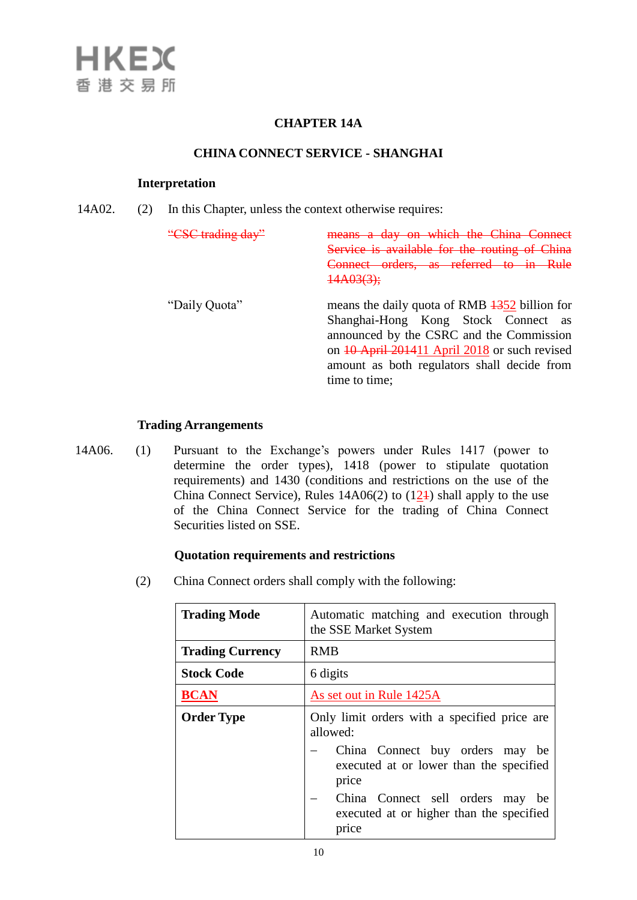**CHAPTER 14A**

**CHINA CONNECT SERVICE - SHANGHAI**

**Interpretation**

14A02. (2) In this Chapter, unless the context otherwise requires:

| | |
|---|---|
| ~~"CSC trading day"~~ | ~~means a day on which the China Connect Service is available for the routing of China Connect orders, as referred to in Rule 14A03(3);~~ |
| "Daily Quota" | means the daily quota of RMB ~~13~~52 billion for Shanghai-Hong Kong Stock Connect as announced by the CSRC and the Commission on ~~10 April 2014~~11 April 2018 or such revised amount as both regulators shall decide from time to time; |

**Trading Arrangements**

14A06. (1) Pursuant to the Exchange's powers under Rules 1417 (power to determine the order types), 1418 (power to stipulate quotation requirements) and 1430 (conditions and restrictions on the use of the China Connect Service), Rules 14A06(2) to (12~~1~~) shall apply to the use of the China Connect Service for the trading of China Connect Securities listed on SSE.

**Quotation requirements and restrictions**

(2) China Connect orders shall comply with the following:

| | |
|---|---|
| **Trading Mode** | Automatic matching and execution through the SSE Market System |
| **Trading Currency** | RMB |
| **Stock Code** | 6 digits |
| **BCAN** | As set out in Rule 1425A |
| **Order Type** | Only limit orders with a specified price are allowed:<br>– China Connect buy orders may be executed at or lower than the specified price<br>– China Connect sell orders may be executed at or higher than the specified price |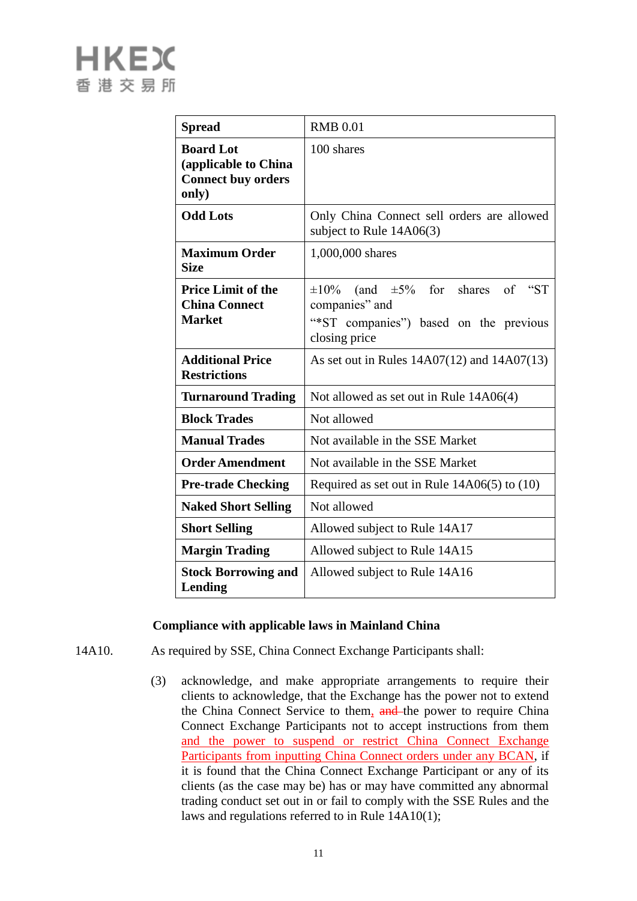| Spread | RMB 0.01 |
|---|---|
| **Board Lot (applicable to China Connect buy orders only)** | 100 shares |
| **Odd Lots** | Only China Connect sell orders are allowed subject to Rule 14A06(3) |
| **Maximum Order Size** | 1,000,000 shares |
| **Price Limit of the China Connect Market** | ±10% (and ±5% for shares of "ST companies" and "*ST companies") based on the previous closing price |
| **Additional Price Restrictions** | As set out in Rules 14A07(12) and 14A07(13) |
| **Turnaround Trading** | Not allowed as set out in Rule 14A06(4) |
| **Block Trades** | Not allowed |
| **Manual Trades** | Not available in the SSE Market |
| **Order Amendment** | Not available in the SSE Market |
| **Pre-trade Checking** | Required as set out in Rule 14A06(5) to (10) |
| **Naked Short Selling** | Not allowed |
| **Short Selling** | Allowed subject to Rule 14A17 |
| **Margin Trading** | Allowed subject to Rule 14A15 |
| **Stock Borrowing and Lending** | Allowed subject to Rule 14A16 |

**Compliance with applicable laws in Mainland China**

14A10. As required by SSE, China Connect Exchange Participants shall:

(3) acknowledge, and make appropriate arrangements to require their clients to acknowledge, that the Exchange has the power not to extend the China Connect Service to them, ~~and~~ the power to require China Connect Exchange Participants not to accept instructions from them and the power to suspend or restrict China Connect Exchange Participants from inputting China Connect orders under any BCAN, if it is found that the China Connect Exchange Participant or any of its clients (as the case may be) has or may have committed any abnormal trading conduct set out in or fail to comply with the SSE Rules and the laws and regulations referred to in Rule 14A10(1);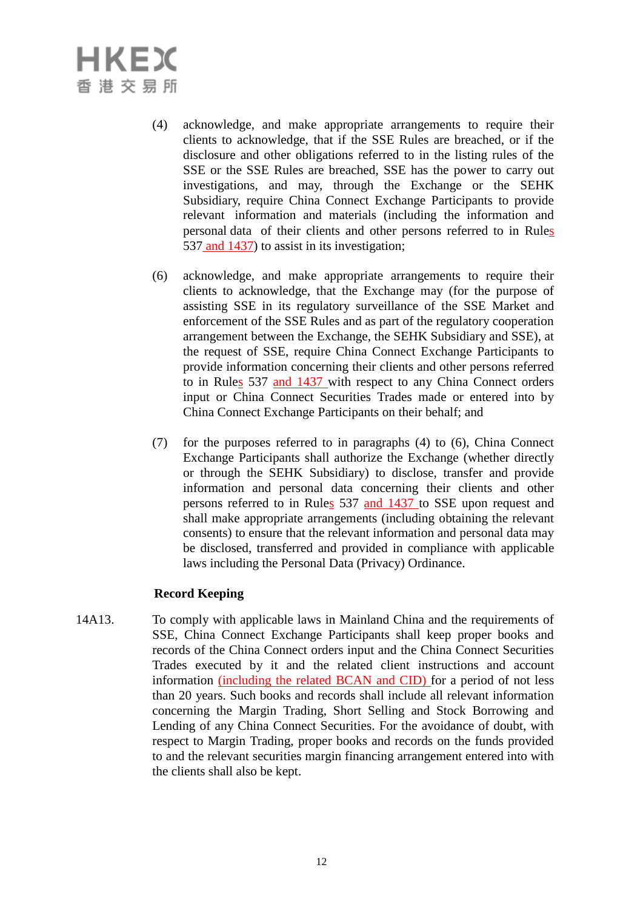(4) acknowledge, and make appropriate arrangements to require their clients to acknowledge, that if the SSE Rules are breached, or if the disclosure and other obligations referred to in the listing rules of the SSE or the SSE Rules are breached, SSE has the power to carry out investigations, and may, through the Exchange or the SEHK Subsidiary, require China Connect Exchange Participants to provide relevant information and materials (including the information and personal data of their clients and other persons referred to in Rules 537 and 1437) to assist in its investigation;

(6) acknowledge, and make appropriate arrangements to require their clients to acknowledge, that the Exchange may (for the purpose of assisting SSE in its regulatory surveillance of the SSE Market and enforcement of the SSE Rules and as part of the regulatory cooperation arrangement between the Exchange, the SEHK Subsidiary and SSE), at the request of SSE, require China Connect Exchange Participants to provide information concerning their clients and other persons referred to in Rules 537 and 1437 with respect to any China Connect orders input or China Connect Securities Trades made or entered into by China Connect Exchange Participants on their behalf; and

(7) for the purposes referred to in paragraphs (4) to (6), China Connect Exchange Participants shall authorize the Exchange (whether directly or through the SEHK Subsidiary) to disclose, transfer and provide information and personal data concerning their clients and other persons referred to in Rules 537 and 1437 to SSE upon request and shall make appropriate arrangements (including obtaining the relevant consents) to ensure that the relevant information and personal data may be disclosed, transferred and provided in compliance with applicable laws including the Personal Data (Privacy) Ordinance.

**Record Keeping**

14A13. To comply with applicable laws in Mainland China and the requirements of SSE, China Connect Exchange Participants shall keep proper books and records of the China Connect orders input and the China Connect Securities Trades executed by it and the related client instructions and account information (including the related BCAN and CID) for a period of not less than 20 years. Such books and records shall include all relevant information concerning the Margin Trading, Short Selling and Stock Borrowing and Lending of any China Connect Securities. For the avoidance of doubt, with respect to Margin Trading, proper books and records on the funds provided to and the relevant securities margin financing arrangement entered into with the clients shall also be kept.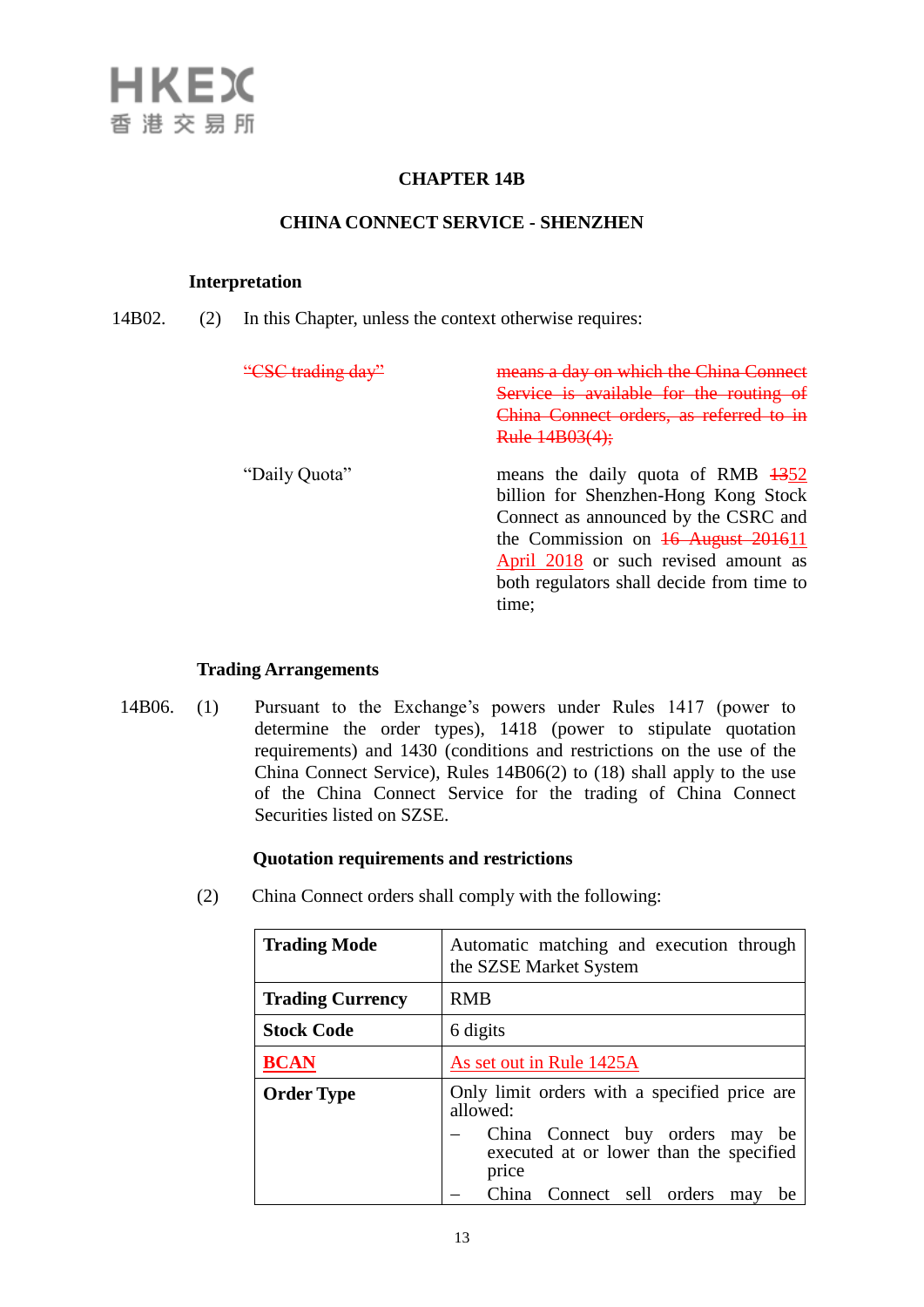# CHAPTER 14B

## CHINA CONNECT SERVICE - SHENZHEN

### Interpretation

14B02. (2) In this Chapter, unless the context otherwise requires:

| | |
|---|---|
| ~~"CSC trading day"~~ | ~~means a day on which the China Connect Service is available for the routing of China Connect orders, as referred to in Rule 14B03(4);~~ |
| "Daily Quota" | means the daily quota of RMB ~~13~~52 billion for Shenzhen-Hong Kong Stock Connect as announced by the CSRC and the Commission on ~~16 August 2016~~11 April 2018 or such revised amount as both regulators shall decide from time to time; |

### Trading Arrangements

14B06. (1) Pursuant to the Exchange's powers under Rules 1417 (power to determine the order types), 1418 (power to stipulate quotation requirements) and 1430 (conditions and restrictions on the use of the China Connect Service), Rules 14B06(2) to (18) shall apply to the use of the China Connect Service for the trading of China Connect Securities listed on SZSE.

**Quotation requirements and restrictions**

(2) China Connect orders shall comply with the following:

| | |
|---|---|
| **Trading Mode** | Automatic matching and execution through the SZSE Market System |
| **Trading Currency** | RMB |
| **Stock Code** | 6 digits |
| **BCAN** | As set out in Rule 1425A |
| **Order Type** | Only limit orders with a specified price are allowed:<br>– China Connect buy orders may be executed at or lower than the specified price<br>– China Connect sell orders may be |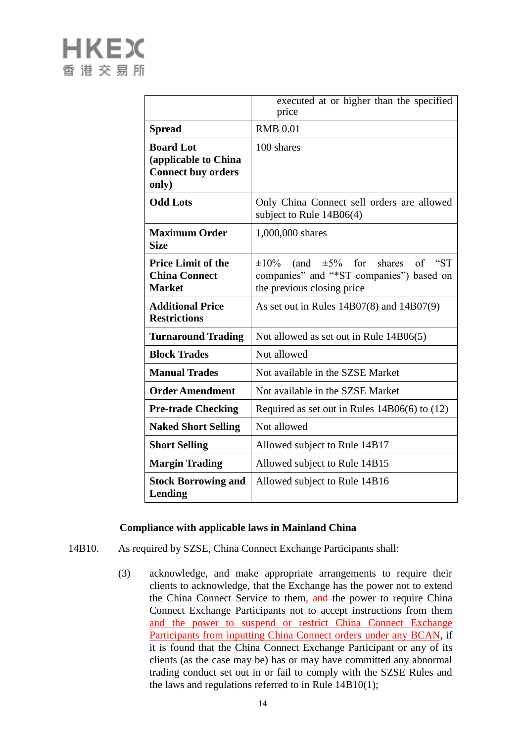| | |
|---|---|
| | executed at or higher than the specified price |
| **Spread** | RMB 0.01 |
| **Board Lot (applicable to China Connect buy orders only)** | 100 shares |
| **Odd Lots** | Only China Connect sell orders are allowed subject to Rule 14B06(4) |
| **Maximum Order Size** | 1,000,000 shares |
| **Price Limit of the China Connect Market** | ±10% (and ±5% for shares of "ST companies" and "*ST companies") based on the previous closing price |
| **Additional Price Restrictions** | As set out in Rules 14B07(8) and 14B07(9) |
| **Turnaround Trading** | Not allowed as set out in Rule 14B06(5) |
| **Block Trades** | Not allowed |
| **Manual Trades** | Not available in the SZSE Market |
| **Order Amendment** | Not available in the SZSE Market |
| **Pre-trade Checking** | Required as set out in Rules 14B06(6) to (12) |
| **Naked Short Selling** | Not allowed |
| **Short Selling** | Allowed subject to Rule 14B17 |
| **Margin Trading** | Allowed subject to Rule 14B15 |
| **Stock Borrowing and Lending** | Allowed subject to Rule 14B16 |

**Compliance with applicable laws in Mainland China**

14B10. As required by SZSE, China Connect Exchange Participants shall:

(3) acknowledge, and make appropriate arrangements to require their clients to acknowledge, that the Exchange has the power not to extend the China Connect Service to them, ~~and~~ the power to require China Connect Exchange Participants not to accept instructions from them and the power to suspend or restrict China Connect Exchange Participants from inputting China Connect orders under any BCAN, if it is found that the China Connect Exchange Participant or any of its clients (as the case may be) has or may have committed any abnormal trading conduct set out in or fail to comply with the SZSE Rules and the laws and regulations referred to in Rule 14B10(1);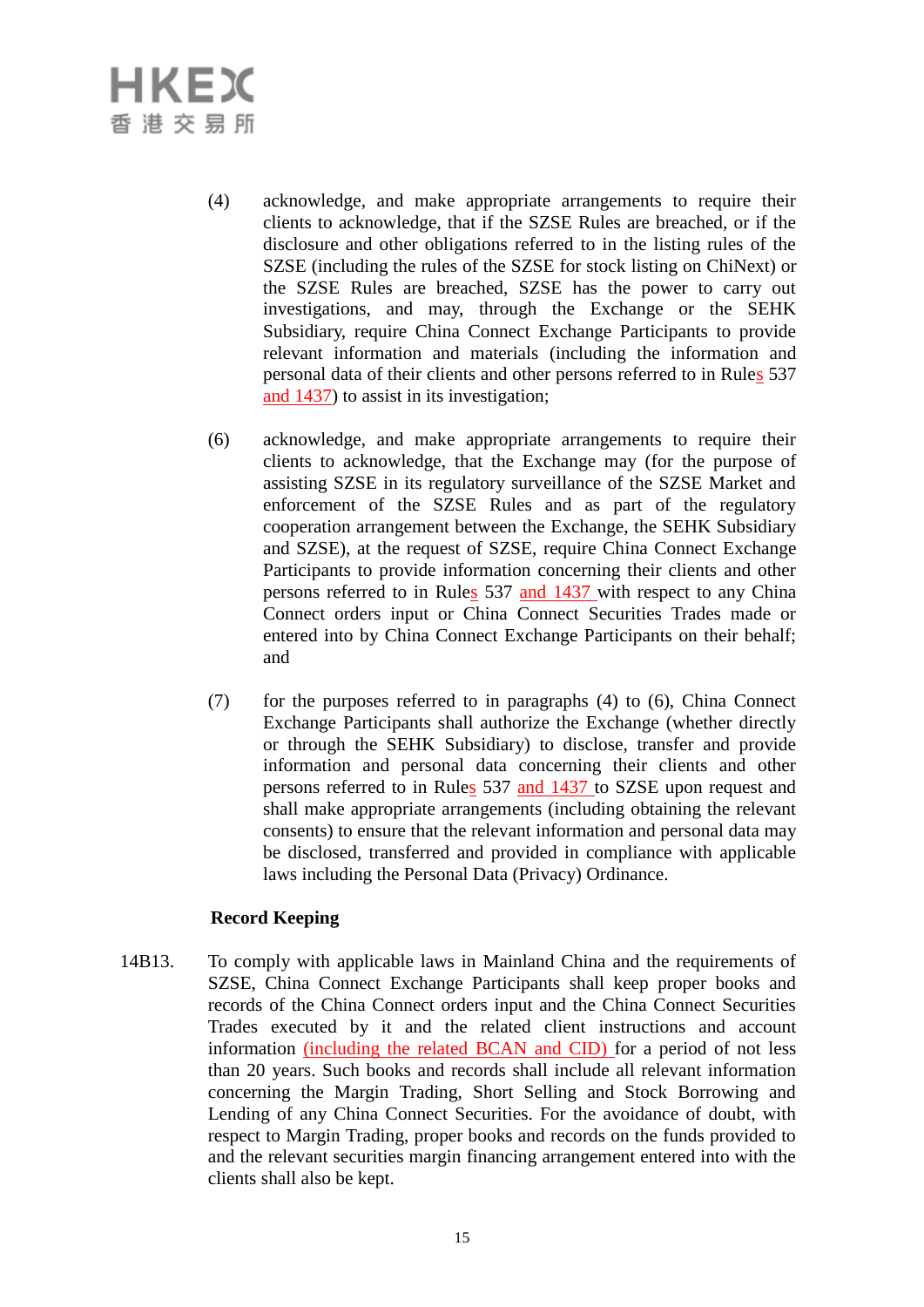(4) acknowledge, and make appropriate arrangements to require their clients to acknowledge, that if the SZSE Rules are breached, or if the disclosure and other obligations referred to in the listing rules of the SZSE (including the rules of the SZSE for stock listing on ChiNext) or the SZSE Rules are breached, SZSE has the power to carry out investigations, and may, through the Exchange or the SEHK Subsidiary, require China Connect Exchange Participants to provide relevant information and materials (including the information and personal data of their clients and other persons referred to in Rules 537 and 1437) to assist in its investigation;

(6) acknowledge, and make appropriate arrangements to require their clients to acknowledge, that the Exchange may (for the purpose of assisting SZSE in its regulatory surveillance of the SZSE Market and enforcement of the SZSE Rules and as part of the regulatory cooperation arrangement between the Exchange, the SEHK Subsidiary and SZSE), at the request of SZSE, require China Connect Exchange Participants to provide information concerning their clients and other persons referred to in Rules 537 and 1437 with respect to any China Connect orders input or China Connect Securities Trades made or entered into by China Connect Exchange Participants on their behalf; and

(7) for the purposes referred to in paragraphs (4) to (6), China Connect Exchange Participants shall authorize the Exchange (whether directly or through the SEHK Subsidiary) to disclose, transfer and provide information and personal data concerning their clients and other persons referred to in Rules 537 and 1437 to SZSE upon request and shall make appropriate arrangements (including obtaining the relevant consents) to ensure that the relevant information and personal data may be disclosed, transferred and provided in compliance with applicable laws including the Personal Data (Privacy) Ordinance.

**Record Keeping**

14B13. To comply with applicable laws in Mainland China and the requirements of SZSE, China Connect Exchange Participants shall keep proper books and records of the China Connect orders input and the China Connect Securities Trades executed by it and the related client instructions and account information (including the related BCAN and CID) for a period of not less than 20 years. Such books and records shall include all relevant information concerning the Margin Trading, Short Selling and Stock Borrowing and Lending of any China Connect Securities. For the avoidance of doubt, with respect to Margin Trading, proper books and records on the funds provided to and the relevant securities margin financing arrangement entered into with the clients shall also be kept.